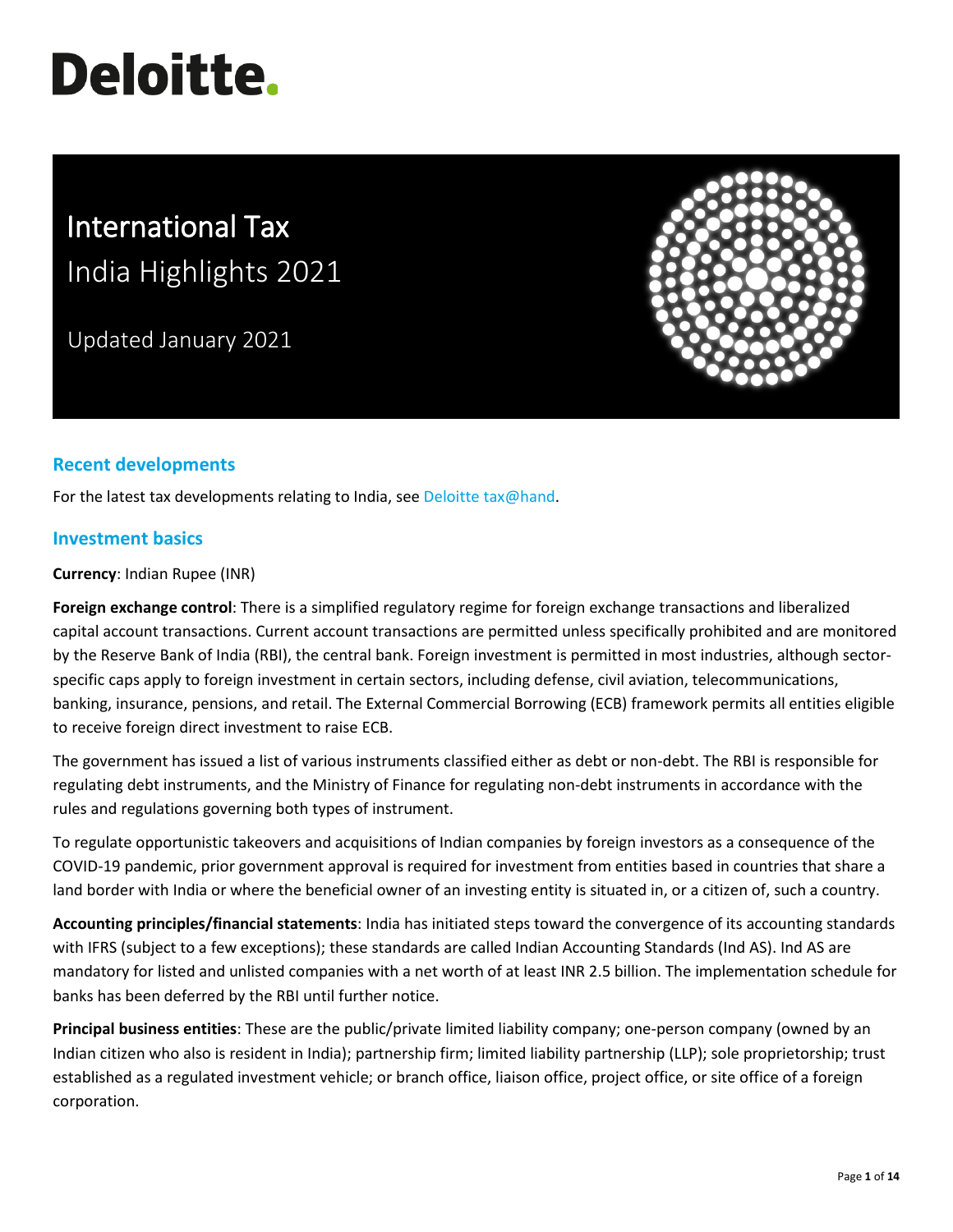# Deloitte.

# International Tax
## India Highlights 2021

Updated January 2021

## Recent developments

For the latest tax developments relating to India, see Deloitte tax@hand.

## Investment basics

**Currency**: Indian Rupee (INR)

**Foreign exchange control**: There is a simplified regulatory regime for foreign exchange transactions and liberalized capital account transactions. Current account transactions are permitted unless specifically prohibited and are monitored by the Reserve Bank of India (RBI), the central bank. Foreign investment is permitted in most industries, although sector-specific caps apply to foreign investment in certain sectors, including defense, civil aviation, telecommunications, banking, insurance, pensions, and retail. The External Commercial Borrowing (ECB) framework permits all entities eligible to receive foreign direct investment to raise ECB.

The government has issued a list of various instruments classified either as debt or non-debt. The RBI is responsible for regulating debt instruments, and the Ministry of Finance for regulating non-debt instruments in accordance with the rules and regulations governing both types of instrument.

To regulate opportunistic takeovers and acquisitions of Indian companies by foreign investors as a consequence of the COVID-19 pandemic, prior government approval is required for investment from entities based in countries that share a land border with India or where the beneficial owner of an investing entity is situated in, or a citizen of, such a country.

**Accounting principles/financial statements**: India has initiated steps toward the convergence of its accounting standards with IFRS (subject to a few exceptions); these standards are called Indian Accounting Standards (Ind AS). Ind AS are mandatory for listed and unlisted companies with a net worth of at least INR 2.5 billion. The implementation schedule for banks has been deferred by the RBI until further notice.

**Principal business entities**: These are the public/private limited liability company; one-person company (owned by an Indian citizen who also is resident in India); partnership firm; limited liability partnership (LLP); sole proprietorship; trust established as a regulated investment vehicle; or branch office, liaison office, project office, or site office of a foreign corporation.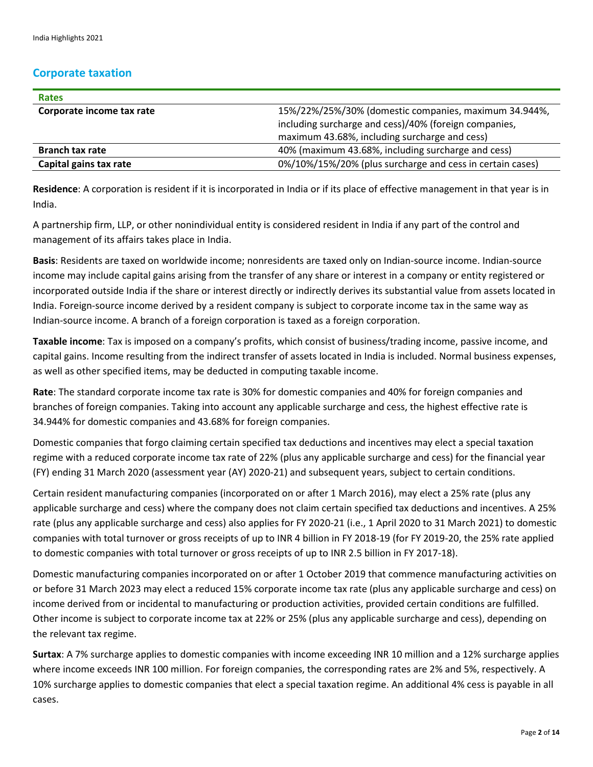## Corporate taxation

| Rates | |
|---|---|
| **Corporate income tax rate** | 15%/22%/25%/30% (domestic companies, maximum 34.944%, including surcharge and cess)/40% (foreign companies, maximum 43.68%, including surcharge and cess) |
| **Branch tax rate** | 40% (maximum 43.68%, including surcharge and cess) |
| **Capital gains tax rate** | 0%/10%/15%/20% (plus surcharge and cess in certain cases) |

**Residence**: A corporation is resident if it is incorporated in India or if its place of effective management in that year is in India.

A partnership firm, LLP, or other nonindividual entity is considered resident in India if any part of the control and management of its affairs takes place in India.

**Basis**: Residents are taxed on worldwide income; nonresidents are taxed only on Indian-source income. Indian-source income may include capital gains arising from the transfer of any share or interest in a company or entity registered or incorporated outside India if the share or interest directly or indirectly derives its substantial value from assets located in India. Foreign-source income derived by a resident company is subject to corporate income tax in the same way as Indian-source income. A branch of a foreign corporation is taxed as a foreign corporation.

**Taxable income**: Tax is imposed on a company's profits, which consist of business/trading income, passive income, and capital gains. Income resulting from the indirect transfer of assets located in India is included. Normal business expenses, as well as other specified items, may be deducted in computing taxable income.

**Rate**: The standard corporate income tax rate is 30% for domestic companies and 40% for foreign companies and branches of foreign companies. Taking into account any applicable surcharge and cess, the highest effective rate is 34.944% for domestic companies and 43.68% for foreign companies.

Domestic companies that forgo claiming certain specified tax deductions and incentives may elect a special taxation regime with a reduced corporate income tax rate of 22% (plus any applicable surcharge and cess) for the financial year (FY) ending 31 March 2020 (assessment year (AY) 2020-21) and subsequent years, subject to certain conditions.

Certain resident manufacturing companies (incorporated on or after 1 March 2016), may elect a 25% rate (plus any applicable surcharge and cess) where the company does not claim certain specified tax deductions and incentives. A 25% rate (plus any applicable surcharge and cess) also applies for FY 2020-21 (i.e., 1 April 2020 to 31 March 2021) to domestic companies with total turnover or gross receipts of up to INR 4 billion in FY 2018-19 (for FY 2019-20, the 25% rate applied to domestic companies with total turnover or gross receipts of up to INR 2.5 billion in FY 2017-18).

Domestic manufacturing companies incorporated on or after 1 October 2019 that commence manufacturing activities on or before 31 March 2023 may elect a reduced 15% corporate income tax rate (plus any applicable surcharge and cess) on income derived from or incidental to manufacturing or production activities, provided certain conditions are fulfilled. Other income is subject to corporate income tax at 22% or 25% (plus any applicable surcharge and cess), depending on the relevant tax regime.

**Surtax**: A 7% surcharge applies to domestic companies with income exceeding INR 10 million and a 12% surcharge applies where income exceeds INR 100 million. For foreign companies, the corresponding rates are 2% and 5%, respectively. A 10% surcharge applies to domestic companies that elect a special taxation regime. An additional 4% cess is payable in all cases.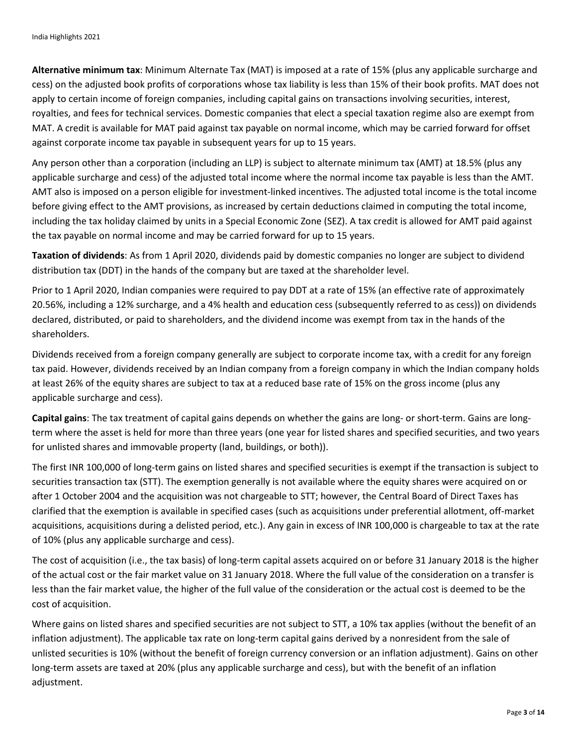**Alternative minimum tax**: Minimum Alternate Tax (MAT) is imposed at a rate of 15% (plus any applicable surcharge and cess) on the adjusted book profits of corporations whose tax liability is less than 15% of their book profits. MAT does not apply to certain income of foreign companies, including capital gains on transactions involving securities, interest, royalties, and fees for technical services. Domestic companies that elect a special taxation regime also are exempt from MAT. A credit is available for MAT paid against tax payable on normal income, which may be carried forward for offset against corporate income tax payable in subsequent years for up to 15 years.

Any person other than a corporation (including an LLP) is subject to alternate minimum tax (AMT) at 18.5% (plus any applicable surcharge and cess) of the adjusted total income where the normal income tax payable is less than the AMT. AMT also is imposed on a person eligible for investment-linked incentives. The adjusted total income is the total income before giving effect to the AMT provisions, as increased by certain deductions claimed in computing the total income, including the tax holiday claimed by units in a Special Economic Zone (SEZ). A tax credit is allowed for AMT paid against the tax payable on normal income and may be carried forward for up to 15 years.

**Taxation of dividends**: As from 1 April 2020, dividends paid by domestic companies no longer are subject to dividend distribution tax (DDT) in the hands of the company but are taxed at the shareholder level.

Prior to 1 April 2020, Indian companies were required to pay DDT at a rate of 15% (an effective rate of approximately 20.56%, including a 12% surcharge, and a 4% health and education cess (subsequently referred to as cess)) on dividends declared, distributed, or paid to shareholders, and the dividend income was exempt from tax in the hands of the shareholders.

Dividends received from a foreign company generally are subject to corporate income tax, with a credit for any foreign tax paid. However, dividends received by an Indian company from a foreign company in which the Indian company holds at least 26% of the equity shares are subject to tax at a reduced base rate of 15% on the gross income (plus any applicable surcharge and cess).

**Capital gains**: The tax treatment of capital gains depends on whether the gains are long- or short-term. Gains are long-term where the asset is held for more than three years (one year for listed shares and specified securities, and two years for unlisted shares and immovable property (land, buildings, or both)).

The first INR 100,000 of long-term gains on listed shares and specified securities is exempt if the transaction is subject to securities transaction tax (STT). The exemption generally is not available where the equity shares were acquired on or after 1 October 2004 and the acquisition was not chargeable to STT; however, the Central Board of Direct Taxes has clarified that the exemption is available in specified cases (such as acquisitions under preferential allotment, off-market acquisitions, acquisitions during a delisted period, etc.). Any gain in excess of INR 100,000 is chargeable to tax at the rate of 10% (plus any applicable surcharge and cess).

The cost of acquisition (i.e., the tax basis) of long-term capital assets acquired on or before 31 January 2018 is the higher of the actual cost or the fair market value on 31 January 2018. Where the full value of the consideration on a transfer is less than the fair market value, the higher of the full value of the consideration or the actual cost is deemed to be the cost of acquisition.

Where gains on listed shares and specified securities are not subject to STT, a 10% tax applies (without the benefit of an inflation adjustment). The applicable tax rate on long-term capital gains derived by a nonresident from the sale of unlisted securities is 10% (without the benefit of foreign currency conversion or an inflation adjustment). Gains on other long-term assets are taxed at 20% (plus any applicable surcharge and cess), but with the benefit of an inflation adjustment.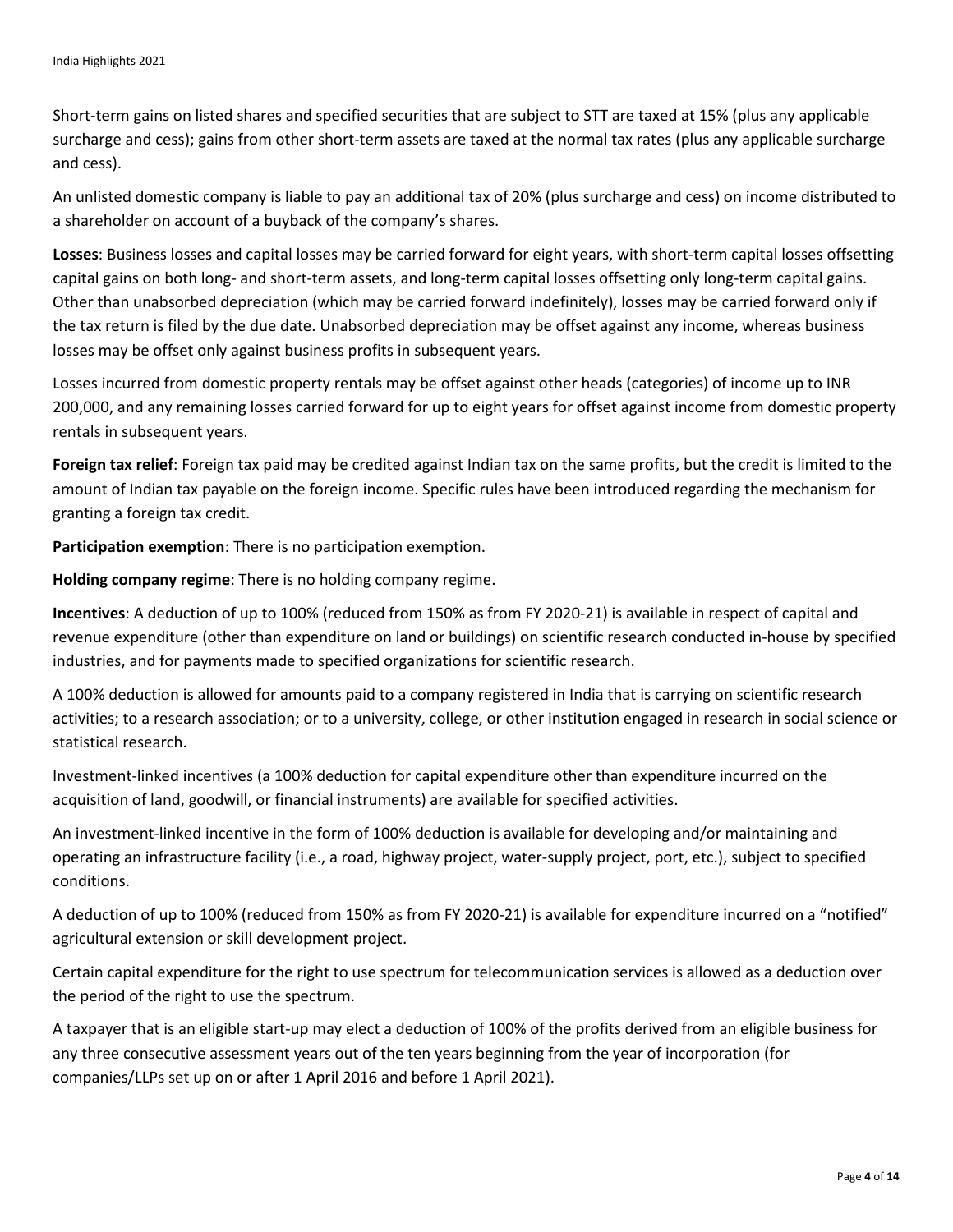Short-term gains on listed shares and specified securities that are subject to STT are taxed at 15% (plus any applicable surcharge and cess); gains from other short-term assets are taxed at the normal tax rates (plus any applicable surcharge and cess).

An unlisted domestic company is liable to pay an additional tax of 20% (plus surcharge and cess) on income distributed to a shareholder on account of a buyback of the company's shares.

**Losses**: Business losses and capital losses may be carried forward for eight years, with short-term capital losses offsetting capital gains on both long- and short-term assets, and long-term capital losses offsetting only long-term capital gains. Other than unabsorbed depreciation (which may be carried forward indefinitely), losses may be carried forward only if the tax return is filed by the due date. Unabsorbed depreciation may be offset against any income, whereas business losses may be offset only against business profits in subsequent years.

Losses incurred from domestic property rentals may be offset against other heads (categories) of income up to INR 200,000, and any remaining losses carried forward for up to eight years for offset against income from domestic property rentals in subsequent years.

**Foreign tax relief**: Foreign tax paid may be credited against Indian tax on the same profits, but the credit is limited to the amount of Indian tax payable on the foreign income. Specific rules have been introduced regarding the mechanism for granting a foreign tax credit.

**Participation exemption**: There is no participation exemption.

**Holding company regime**: There is no holding company regime.

**Incentives**: A deduction of up to 100% (reduced from 150% as from FY 2020-21) is available in respect of capital and revenue expenditure (other than expenditure on land or buildings) on scientific research conducted in-house by specified industries, and for payments made to specified organizations for scientific research.

A 100% deduction is allowed for amounts paid to a company registered in India that is carrying on scientific research activities; to a research association; or to a university, college, or other institution engaged in research in social science or statistical research.

Investment-linked incentives (a 100% deduction for capital expenditure other than expenditure incurred on the acquisition of land, goodwill, or financial instruments) are available for specified activities.

An investment-linked incentive in the form of 100% deduction is available for developing and/or maintaining and operating an infrastructure facility (i.e., a road, highway project, water-supply project, port, etc.), subject to specified conditions.

A deduction of up to 100% (reduced from 150% as from FY 2020-21) is available for expenditure incurred on a "notified" agricultural extension or skill development project.

Certain capital expenditure for the right to use spectrum for telecommunication services is allowed as a deduction over the period of the right to use the spectrum.

A taxpayer that is an eligible start-up may elect a deduction of 100% of the profits derived from an eligible business for any three consecutive assessment years out of the ten years beginning from the year of incorporation (for companies/LLPs set up on or after 1 April 2016 and before 1 April 2021).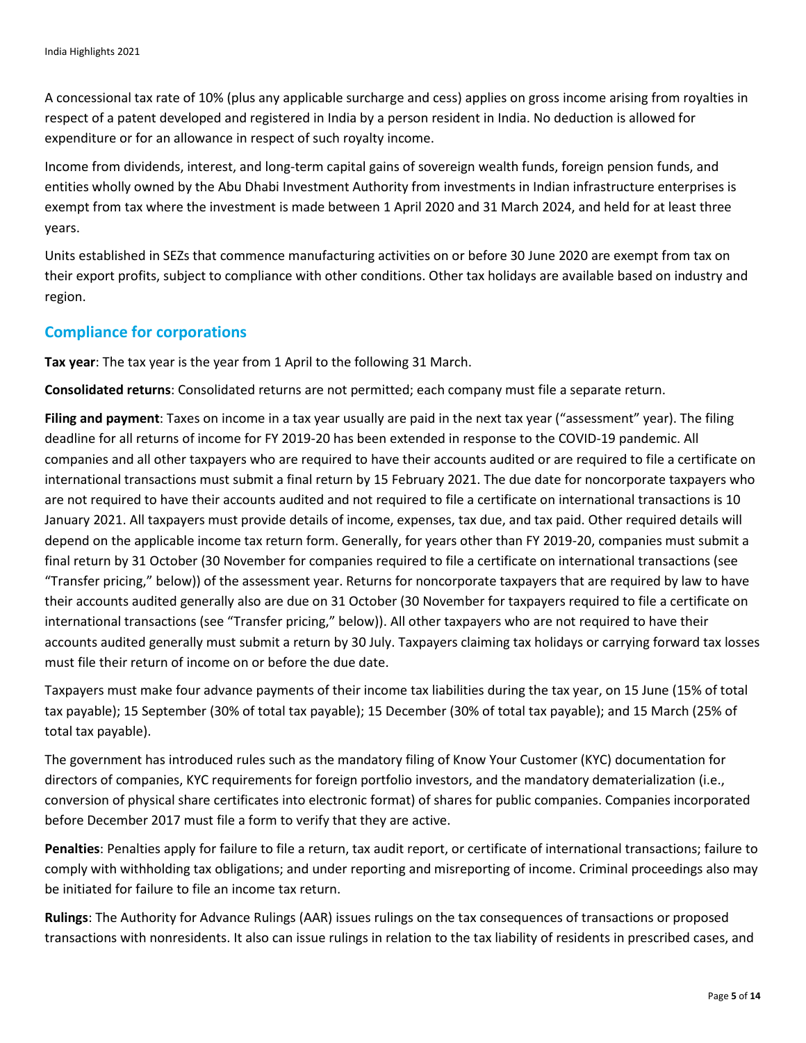A concessional tax rate of 10% (plus any applicable surcharge and cess) applies on gross income arising from royalties in respect of a patent developed and registered in India by a person resident in India. No deduction is allowed for expenditure or for an allowance in respect of such royalty income.

Income from dividends, interest, and long-term capital gains of sovereign wealth funds, foreign pension funds, and entities wholly owned by the Abu Dhabi Investment Authority from investments in Indian infrastructure enterprises is exempt from tax where the investment is made between 1 April 2020 and 31 March 2024, and held for at least three years.

Units established in SEZs that commence manufacturing activities on or before 30 June 2020 are exempt from tax on their export profits, subject to compliance with other conditions. Other tax holidays are available based on industry and region.

## Compliance for corporations

**Tax year**: The tax year is the year from 1 April to the following 31 March.

**Consolidated returns**: Consolidated returns are not permitted; each company must file a separate return.

**Filing and payment**: Taxes on income in a tax year usually are paid in the next tax year ("assessment" year). The filing deadline for all returns of income for FY 2019-20 has been extended in response to the COVID-19 pandemic. All companies and all other taxpayers who are required to have their accounts audited or are required to file a certificate on international transactions must submit a final return by 15 February 2021. The due date for noncorporate taxpayers who are not required to have their accounts audited and not required to file a certificate on international transactions is 10 January 2021. All taxpayers must provide details of income, expenses, tax due, and tax paid. Other required details will depend on the applicable income tax return form. Generally, for years other than FY 2019-20, companies must submit a final return by 31 October (30 November for companies required to file a certificate on international transactions (see "Transfer pricing," below)) of the assessment year. Returns for noncorporate taxpayers that are required by law to have their accounts audited generally also are due on 31 October (30 November for taxpayers required to file a certificate on international transactions (see "Transfer pricing," below)). All other taxpayers who are not required to have their accounts audited generally must submit a return by 30 July. Taxpayers claiming tax holidays or carrying forward tax losses must file their return of income on or before the due date.

Taxpayers must make four advance payments of their income tax liabilities during the tax year, on 15 June (15% of total tax payable); 15 September (30% of total tax payable); 15 December (30% of total tax payable); and 15 March (25% of total tax payable).

The government has introduced rules such as the mandatory filing of Know Your Customer (KYC) documentation for directors of companies, KYC requirements for foreign portfolio investors, and the mandatory dematerialization (i.e., conversion of physical share certificates into electronic format) of shares for public companies. Companies incorporated before December 2017 must file a form to verify that they are active.

**Penalties**: Penalties apply for failure to file a return, tax audit report, or certificate of international transactions; failure to comply with withholding tax obligations; and under reporting and misreporting of income. Criminal proceedings also may be initiated for failure to file an income tax return.

**Rulings**: The Authority for Advance Rulings (AAR) issues rulings on the tax consequences of transactions or proposed transactions with nonresidents. It also can issue rulings in relation to the tax liability of residents in prescribed cases, and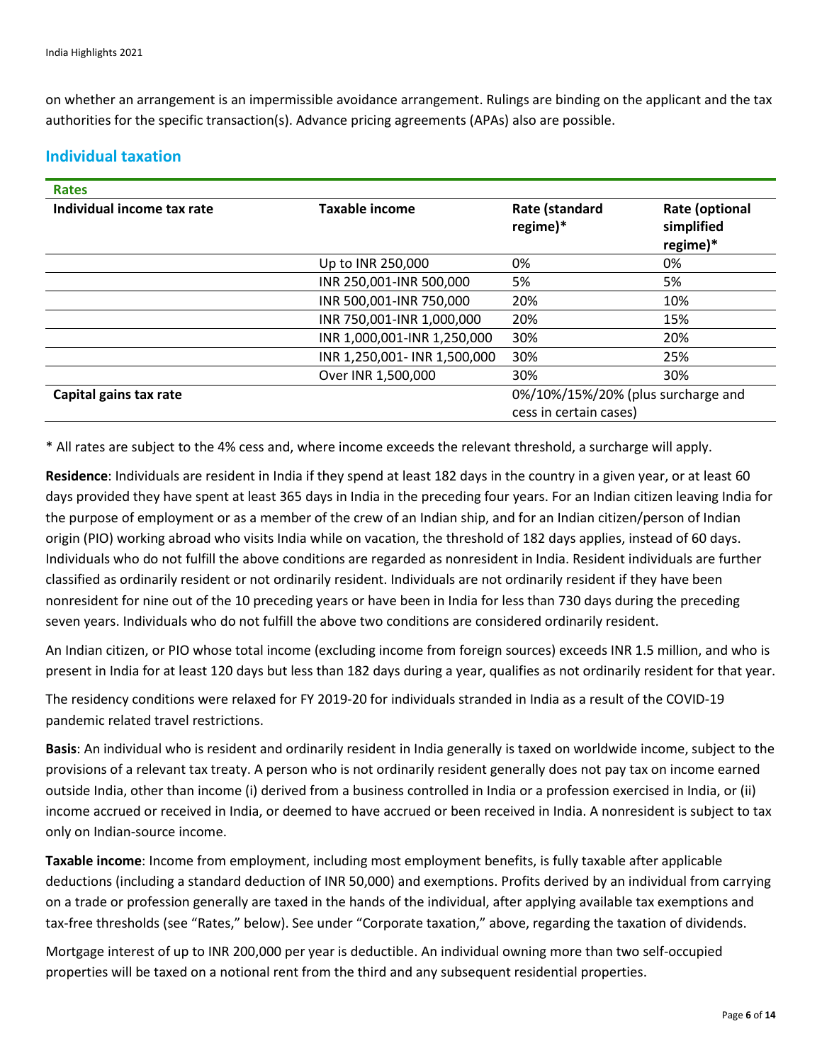on whether an arrangement is an impermissible avoidance arrangement. Rulings are binding on the applicant and the tax authorities for the specific transaction(s). Advance pricing agreements (APAs) also are possible.

## Individual taxation

**Rates**

| Individual income tax rate | Taxable income | Rate (standard regime)* | Rate (optional simplified regime)* |
|---|---|---|---|
| | Up to INR 250,000 | 0% | 0% |
| | INR 250,001-INR 500,000 | 5% | 5% |
| | INR 500,001-INR 750,000 | 20% | 10% |
| | INR 750,001-INR 1,000,000 | 20% | 15% |
| | INR 1,000,001-INR 1,250,000 | 30% | 20% |
| | INR 1,250,001- INR 1,500,000 | 30% | 25% |
| | Over INR 1,500,000 | 30% | 30% |
| **Capital gains tax rate** | | 0%/10%/15%/20% (plus surcharge and cess in certain cases) | |

* All rates are subject to the 4% cess and, where income exceeds the relevant threshold, a surcharge will apply.

**Residence**: Individuals are resident in India if they spend at least 182 days in the country in a given year, or at least 60 days provided they have spent at least 365 days in India in the preceding four years. For an Indian citizen leaving India for the purpose of employment or as a member of the crew of an Indian ship, and for an Indian citizen/person of Indian origin (PIO) working abroad who visits India while on vacation, the threshold of 182 days applies, instead of 60 days. Individuals who do not fulfill the above conditions are regarded as nonresident in India. Resident individuals are further classified as ordinarily resident or not ordinarily resident. Individuals are not ordinarily resident if they have been nonresident for nine out of the 10 preceding years or have been in India for less than 730 days during the preceding seven years. Individuals who do not fulfill the above two conditions are considered ordinarily resident.

An Indian citizen, or PIO whose total income (excluding income from foreign sources) exceeds INR 1.5 million, and who is present in India for at least 120 days but less than 182 days during a year, qualifies as not ordinarily resident for that year.

The residency conditions were relaxed for FY 2019-20 for individuals stranded in India as a result of the COVID-19 pandemic related travel restrictions.

**Basis**: An individual who is resident and ordinarily resident in India generally is taxed on worldwide income, subject to the provisions of a relevant tax treaty. A person who is not ordinarily resident generally does not pay tax on income earned outside India, other than income (i) derived from a business controlled in India or a profession exercised in India, or (ii) income accrued or received in India, or deemed to have accrued or been received in India. A nonresident is subject to tax only on Indian-source income.

**Taxable income**: Income from employment, including most employment benefits, is fully taxable after applicable deductions (including a standard deduction of INR 50,000) and exemptions. Profits derived by an individual from carrying on a trade or profession generally are taxed in the hands of the individual, after applying available tax exemptions and tax-free thresholds (see "Rates," below). See under "Corporate taxation," above, regarding the taxation of dividends.

Mortgage interest of up to INR 200,000 per year is deductible. An individual owning more than two self-occupied properties will be taxed on a notional rent from the third and any subsequent residential properties.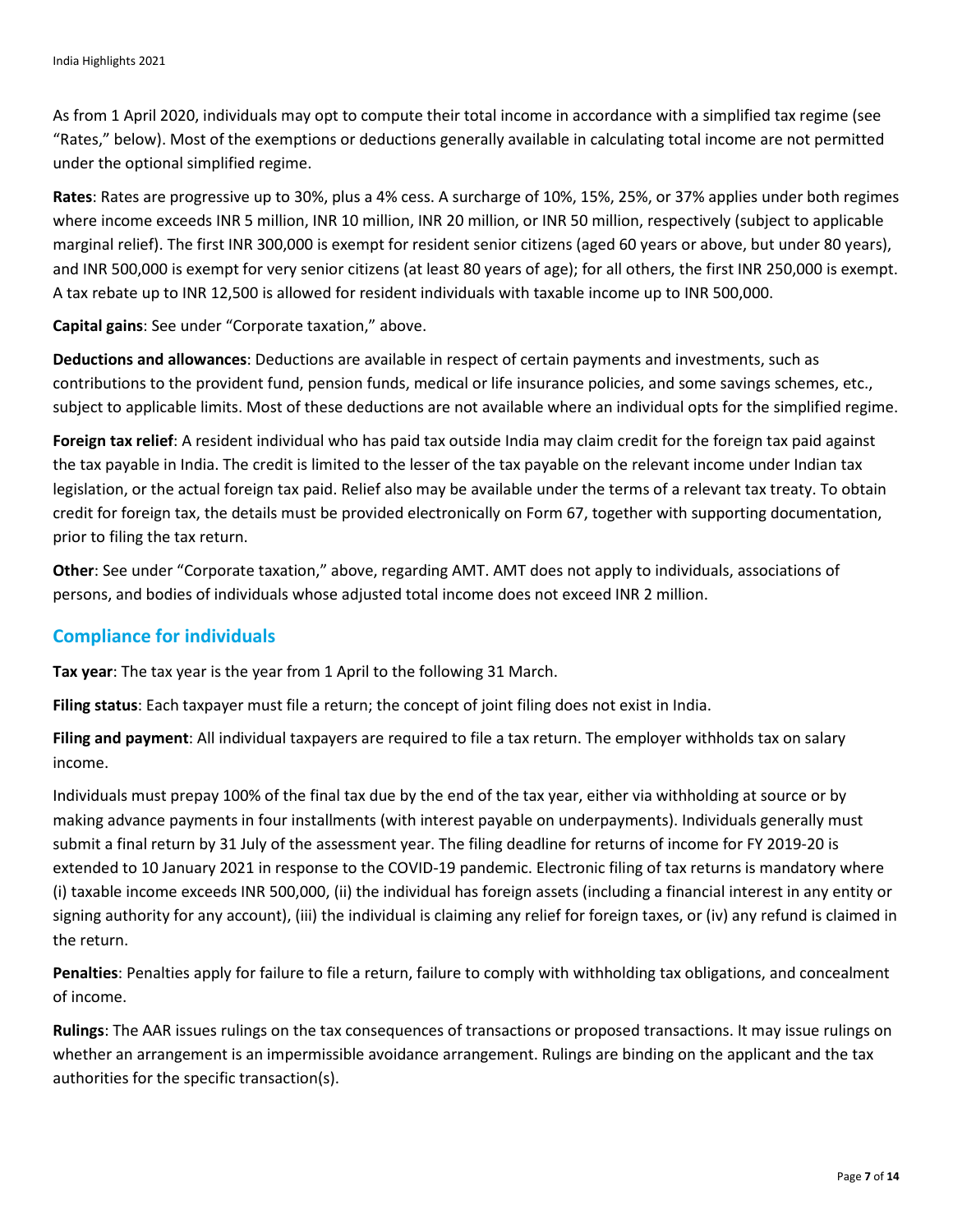As from 1 April 2020, individuals may opt to compute their total income in accordance with a simplified tax regime (see "Rates," below). Most of the exemptions or deductions generally available in calculating total income are not permitted under the optional simplified regime.

**Rates**: Rates are progressive up to 30%, plus a 4% cess. A surcharge of 10%, 15%, 25%, or 37% applies under both regimes where income exceeds INR 5 million, INR 10 million, INR 20 million, or INR 50 million, respectively (subject to applicable marginal relief). The first INR 300,000 is exempt for resident senior citizens (aged 60 years or above, but under 80 years), and INR 500,000 is exempt for very senior citizens (at least 80 years of age); for all others, the first INR 250,000 is exempt. A tax rebate up to INR 12,500 is allowed for resident individuals with taxable income up to INR 500,000.

**Capital gains**: See under "Corporate taxation," above.

**Deductions and allowances**: Deductions are available in respect of certain payments and investments, such as contributions to the provident fund, pension funds, medical or life insurance policies, and some savings schemes, etc., subject to applicable limits. Most of these deductions are not available where an individual opts for the simplified regime.

**Foreign tax relief**: A resident individual who has paid tax outside India may claim credit for the foreign tax paid against the tax payable in India. The credit is limited to the lesser of the tax payable on the relevant income under Indian tax legislation, or the actual foreign tax paid. Relief also may be available under the terms of a relevant tax treaty. To obtain credit for foreign tax, the details must be provided electronically on Form 67, together with supporting documentation, prior to filing the tax return.

**Other**: See under "Corporate taxation," above, regarding AMT. AMT does not apply to individuals, associations of persons, and bodies of individuals whose adjusted total income does not exceed INR 2 million.

## Compliance for individuals

**Tax year**: The tax year is the year from 1 April to the following 31 March.

**Filing status**: Each taxpayer must file a return; the concept of joint filing does not exist in India.

**Filing and payment**: All individual taxpayers are required to file a tax return. The employer withholds tax on salary income.

Individuals must prepay 100% of the final tax due by the end of the tax year, either via withholding at source or by making advance payments in four installments (with interest payable on underpayments). Individuals generally must submit a final return by 31 July of the assessment year. The filing deadline for returns of income for FY 2019-20 is extended to 10 January 2021 in response to the COVID-19 pandemic. Electronic filing of tax returns is mandatory where (i) taxable income exceeds INR 500,000, (ii) the individual has foreign assets (including a financial interest in any entity or signing authority for any account), (iii) the individual is claiming any relief for foreign taxes, or (iv) any refund is claimed in the return.

**Penalties**: Penalties apply for failure to file a return, failure to comply with withholding tax obligations, and concealment of income.

**Rulings**: The AAR issues rulings on the tax consequences of transactions or proposed transactions. It may issue rulings on whether an arrangement is an impermissible avoidance arrangement. Rulings are binding on the applicant and the tax authorities for the specific transaction(s).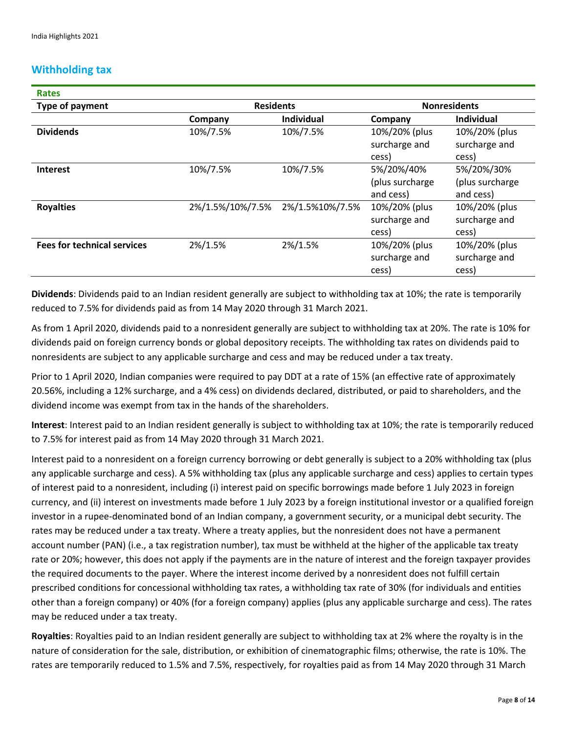## Withholding tax

**Rates**

| Type of payment | Residents | | Nonresidents | |
|---|---|---|---|---|
| | **Company** | **Individual** | **Company** | **Individual** |
| **Dividends** | 10%/7.5% | 10%/7.5% | 10%/20% (plus surcharge and cess) | 10%/20% (plus surcharge and cess) |
| **Interest** | 10%/7.5% | 10%/7.5% | 5%/20%/40% (plus surcharge and cess) | 5%/20%/30% (plus surcharge and cess) |
| **Royalties** | 2%/1.5%/10%/7.5% | 2%/1.5%10%/7.5% | 10%/20% (plus surcharge and cess) | 10%/20% (plus surcharge and cess) |
| **Fees for technical services** | 2%/1.5% | 2%/1.5% | 10%/20% (plus surcharge and cess) | 10%/20% (plus surcharge and cess) |

**Dividends**: Dividends paid to an Indian resident generally are subject to withholding tax at 10%; the rate is temporarily reduced to 7.5% for dividends paid as from 14 May 2020 through 31 March 2021.

As from 1 April 2020, dividends paid to a nonresident generally are subject to withholding tax at 20%. The rate is 10% for dividends paid on foreign currency bonds or global depository receipts. The withholding tax rates on dividends paid to nonresidents are subject to any applicable surcharge and cess and may be reduced under a tax treaty.

Prior to 1 April 2020, Indian companies were required to pay DDT at a rate of 15% (an effective rate of approximately 20.56%, including a 12% surcharge, and a 4% cess) on dividends declared, distributed, or paid to shareholders, and the dividend income was exempt from tax in the hands of the shareholders.

**Interest**: Interest paid to an Indian resident generally is subject to withholding tax at 10%; the rate is temporarily reduced to 7.5% for interest paid as from 14 May 2020 through 31 March 2021.

Interest paid to a nonresident on a foreign currency borrowing or debt generally is subject to a 20% withholding tax (plus any applicable surcharge and cess). A 5% withholding tax (plus any applicable surcharge and cess) applies to certain types of interest paid to a nonresident, including (i) interest paid on specific borrowings made before 1 July 2023 in foreign currency, and (ii) interest on investments made before 1 July 2023 by a foreign institutional investor or a qualified foreign investor in a rupee-denominated bond of an Indian company, a government security, or a municipal debt security. The rates may be reduced under a tax treaty. Where a treaty applies, but the nonresident does not have a permanent account number (PAN) (i.e., a tax registration number), tax must be withheld at the higher of the applicable tax treaty rate or 20%; however, this does not apply if the payments are in the nature of interest and the foreign taxpayer provides the required documents to the payer. Where the interest income derived by a nonresident does not fulfill certain prescribed conditions for concessional withholding tax rates, a withholding tax rate of 30% (for individuals and entities other than a foreign company) or 40% (for a foreign company) applies (plus any applicable surcharge and cess). The rates may be reduced under a tax treaty.

**Royalties**: Royalties paid to an Indian resident generally are subject to withholding tax at 2% where the royalty is in the nature of consideration for the sale, distribution, or exhibition of cinematographic films; otherwise, the rate is 10%. The rates are temporarily reduced to 1.5% and 7.5%, respectively, for royalties paid as from 14 May 2020 through 31 March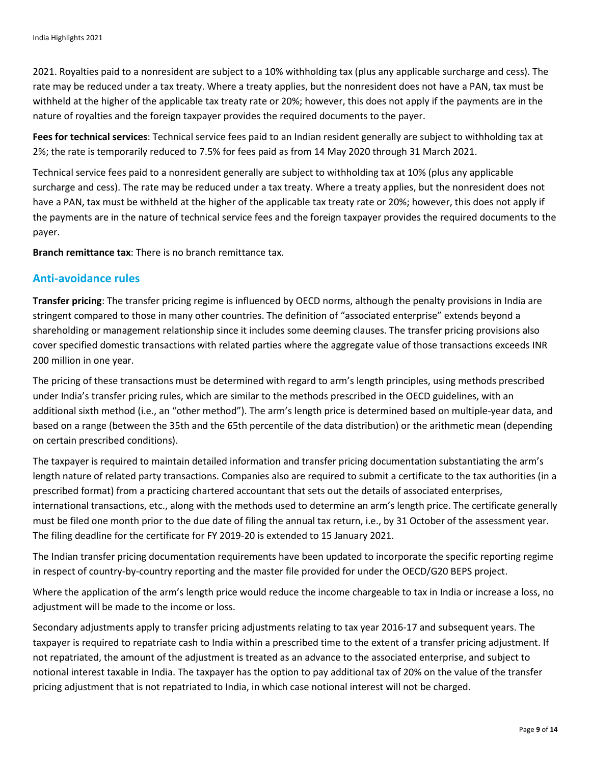2021. Royalties paid to a nonresident are subject to a 10% withholding tax (plus any applicable surcharge and cess). The rate may be reduced under a tax treaty. Where a treaty applies, but the nonresident does not have a PAN, tax must be withheld at the higher of the applicable tax treaty rate or 20%; however, this does not apply if the payments are in the nature of royalties and the foreign taxpayer provides the required documents to the payer.

**Fees for technical services**: Technical service fees paid to an Indian resident generally are subject to withholding tax at 2%; the rate is temporarily reduced to 7.5% for fees paid as from 14 May 2020 through 31 March 2021.

Technical service fees paid to a nonresident generally are subject to withholding tax at 10% (plus any applicable surcharge and cess). The rate may be reduced under a tax treaty. Where a treaty applies, but the nonresident does not have a PAN, tax must be withheld at the higher of the applicable tax treaty rate or 20%; however, this does not apply if the payments are in the nature of technical service fees and the foreign taxpayer provides the required documents to the payer.

**Branch remittance tax**: There is no branch remittance tax.

## Anti-avoidance rules

**Transfer pricing**: The transfer pricing regime is influenced by OECD norms, although the penalty provisions in India are stringent compared to those in many other countries. The definition of "associated enterprise" extends beyond a shareholding or management relationship since it includes some deeming clauses. The transfer pricing provisions also cover specified domestic transactions with related parties where the aggregate value of those transactions exceeds INR 200 million in one year.

The pricing of these transactions must be determined with regard to arm's length principles, using methods prescribed under India's transfer pricing rules, which are similar to the methods prescribed in the OECD guidelines, with an additional sixth method (i.e., an "other method"). The arm's length price is determined based on multiple-year data, and based on a range (between the 35th and the 65th percentile of the data distribution) or the arithmetic mean (depending on certain prescribed conditions).

The taxpayer is required to maintain detailed information and transfer pricing documentation substantiating the arm's length nature of related party transactions. Companies also are required to submit a certificate to the tax authorities (in a prescribed format) from a practicing chartered accountant that sets out the details of associated enterprises, international transactions, etc., along with the methods used to determine an arm's length price. The certificate generally must be filed one month prior to the due date of filing the annual tax return, i.e., by 31 October of the assessment year. The filing deadline for the certificate for FY 2019-20 is extended to 15 January 2021.

The Indian transfer pricing documentation requirements have been updated to incorporate the specific reporting regime in respect of country-by-country reporting and the master file provided for under the OECD/G20 BEPS project.

Where the application of the arm's length price would reduce the income chargeable to tax in India or increase a loss, no adjustment will be made to the income or loss.

Secondary adjustments apply to transfer pricing adjustments relating to tax year 2016-17 and subsequent years. The taxpayer is required to repatriate cash to India within a prescribed time to the extent of a transfer pricing adjustment. If not repatriated, the amount of the adjustment is treated as an advance to the associated enterprise, and subject to notional interest taxable in India. The taxpayer has the option to pay additional tax of 20% on the value of the transfer pricing adjustment that is not repatriated to India, in which case notional interest will not be charged.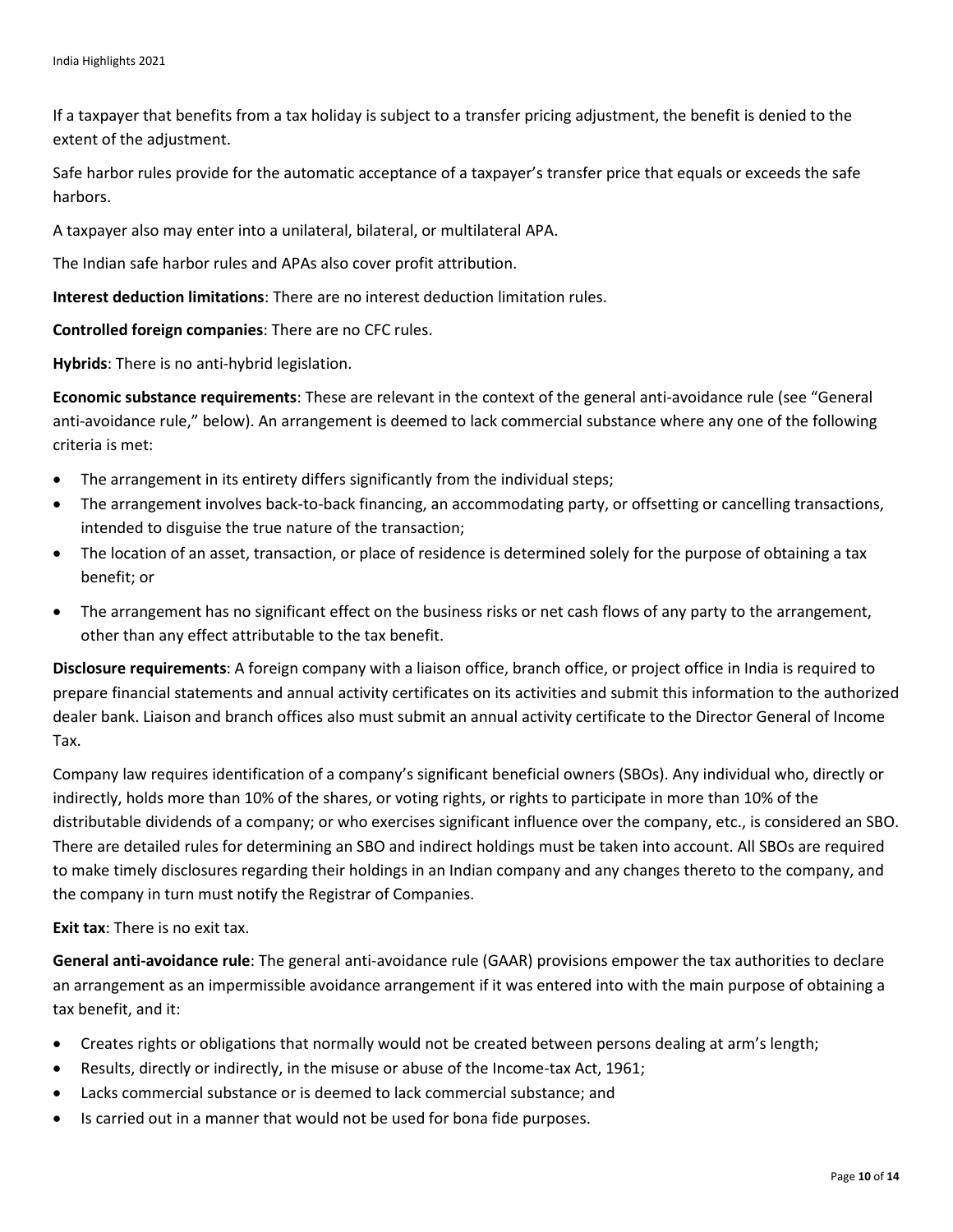If a taxpayer that benefits from a tax holiday is subject to a transfer pricing adjustment, the benefit is denied to the extent of the adjustment.

Safe harbor rules provide for the automatic acceptance of a taxpayer's transfer price that equals or exceeds the safe harbors.

A taxpayer also may enter into a unilateral, bilateral, or multilateral APA.

The Indian safe harbor rules and APAs also cover profit attribution.

**Interest deduction limitations**: There are no interest deduction limitation rules.

**Controlled foreign companies**: There are no CFC rules.

**Hybrids**: There is no anti-hybrid legislation.

**Economic substance requirements**: These are relevant in the context of the general anti-avoidance rule (see "General anti-avoidance rule," below). An arrangement is deemed to lack commercial substance where any one of the following criteria is met:

- The arrangement in its entirety differs significantly from the individual steps;
- The arrangement involves back-to-back financing, an accommodating party, or offsetting or cancelling transactions, intended to disguise the true nature of the transaction;
- The location of an asset, transaction, or place of residence is determined solely for the purpose of obtaining a tax benefit; or
- The arrangement has no significant effect on the business risks or net cash flows of any party to the arrangement, other than any effect attributable to the tax benefit.

**Disclosure requirements**: A foreign company with a liaison office, branch office, or project office in India is required to prepare financial statements and annual activity certificates on its activities and submit this information to the authorized dealer bank. Liaison and branch offices also must submit an annual activity certificate to the Director General of Income Tax.

Company law requires identification of a company's significant beneficial owners (SBOs). Any individual who, directly or indirectly, holds more than 10% of the shares, or voting rights, or rights to participate in more than 10% of the distributable dividends of a company; or who exercises significant influence over the company, etc., is considered an SBO. There are detailed rules for determining an SBO and indirect holdings must be taken into account. All SBOs are required to make timely disclosures regarding their holdings in an Indian company and any changes thereto to the company, and the company in turn must notify the Registrar of Companies.

**Exit tax**: There is no exit tax.

**General anti-avoidance rule**: The general anti-avoidance rule (GAAR) provisions empower the tax authorities to declare an arrangement as an impermissible avoidance arrangement if it was entered into with the main purpose of obtaining a tax benefit, and it:

- Creates rights or obligations that normally would not be created between persons dealing at arm's length;
- Results, directly or indirectly, in the misuse or abuse of the Income-tax Act, 1961;
- Lacks commercial substance or is deemed to lack commercial substance; and
- Is carried out in a manner that would not be used for bona fide purposes.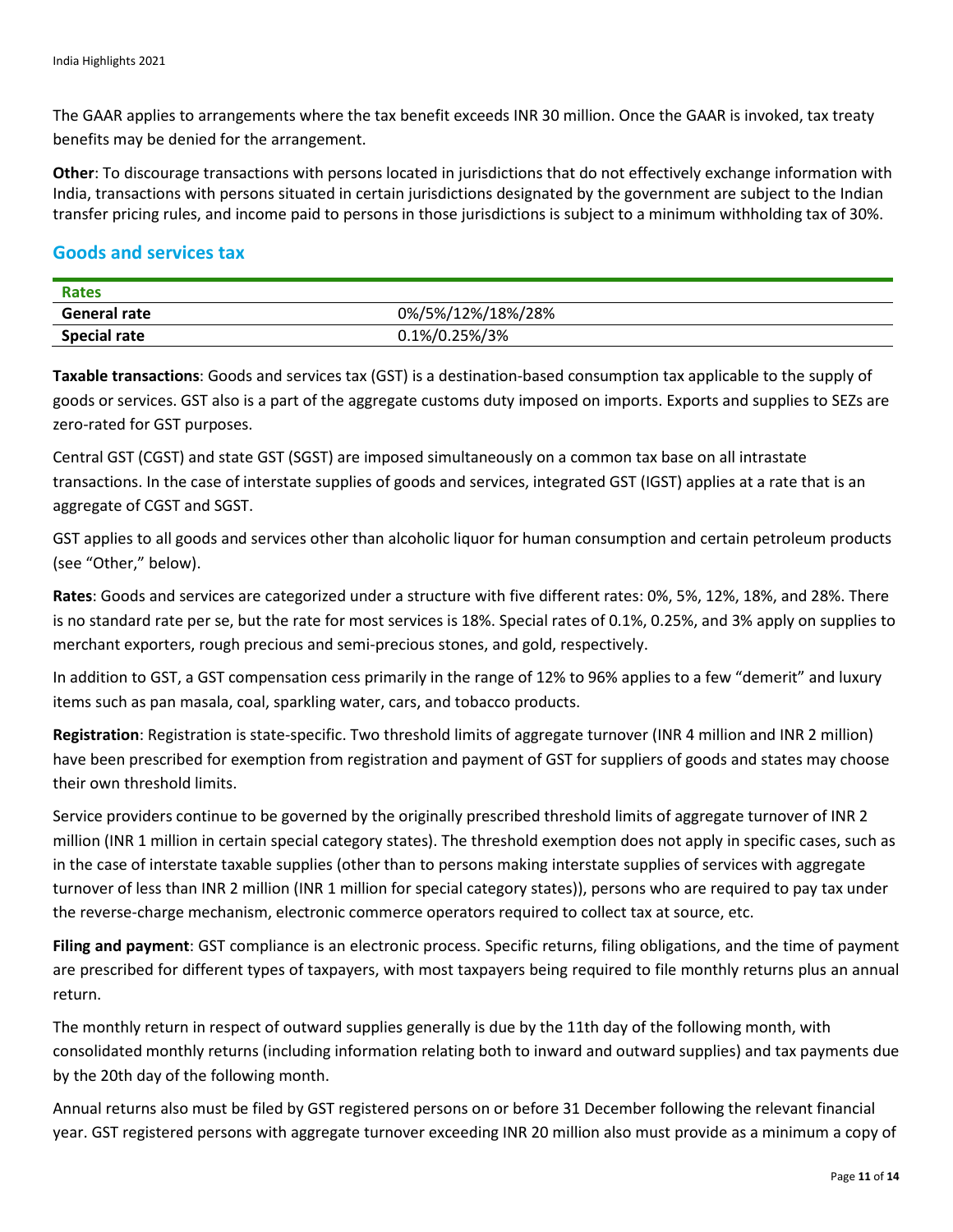The GAAR applies to arrangements where the tax benefit exceeds INR 30 million. Once the GAAR is invoked, tax treaty benefits may be denied for the arrangement.

**Other**: To discourage transactions with persons located in jurisdictions that do not effectively exchange information with India, transactions with persons situated in certain jurisdictions designated by the government are subject to the Indian transfer pricing rules, and income paid to persons in those jurisdictions is subject to a minimum withholding tax of 30%.

## Goods and services tax

| Rates | |
|---|---|
| **General rate** | 0%/5%/12%/18%/28% |
| **Special rate** | 0.1%/0.25%/3% |

**Taxable transactions**: Goods and services tax (GST) is a destination-based consumption tax applicable to the supply of goods or services. GST also is a part of the aggregate customs duty imposed on imports. Exports and supplies to SEZs are zero-rated for GST purposes.

Central GST (CGST) and state GST (SGST) are imposed simultaneously on a common tax base on all intrastate transactions. In the case of interstate supplies of goods and services, integrated GST (IGST) applies at a rate that is an aggregate of CGST and SGST.

GST applies to all goods and services other than alcoholic liquor for human consumption and certain petroleum products (see "Other," below).

**Rates**: Goods and services are categorized under a structure with five different rates: 0%, 5%, 12%, 18%, and 28%. There is no standard rate per se, but the rate for most services is 18%. Special rates of 0.1%, 0.25%, and 3% apply on supplies to merchant exporters, rough precious and semi-precious stones, and gold, respectively.

In addition to GST, a GST compensation cess primarily in the range of 12% to 96% applies to a few "demerit" and luxury items such as pan masala, coal, sparkling water, cars, and tobacco products.

**Registration**: Registration is state-specific. Two threshold limits of aggregate turnover (INR 4 million and INR 2 million) have been prescribed for exemption from registration and payment of GST for suppliers of goods and states may choose their own threshold limits.

Service providers continue to be governed by the originally prescribed threshold limits of aggregate turnover of INR 2 million (INR 1 million in certain special category states). The threshold exemption does not apply in specific cases, such as in the case of interstate taxable supplies (other than to persons making interstate supplies of services with aggregate turnover of less than INR 2 million (INR 1 million for special category states)), persons who are required to pay tax under the reverse-charge mechanism, electronic commerce operators required to collect tax at source, etc.

**Filing and payment**: GST compliance is an electronic process. Specific returns, filing obligations, and the time of payment are prescribed for different types of taxpayers, with most taxpayers being required to file monthly returns plus an annual return.

The monthly return in respect of outward supplies generally is due by the 11th day of the following month, with consolidated monthly returns (including information relating both to inward and outward supplies) and tax payments due by the 20th day of the following month.

Annual returns also must be filed by GST registered persons on or before 31 December following the relevant financial year. GST registered persons with aggregate turnover exceeding INR 20 million also must provide as a minimum a copy of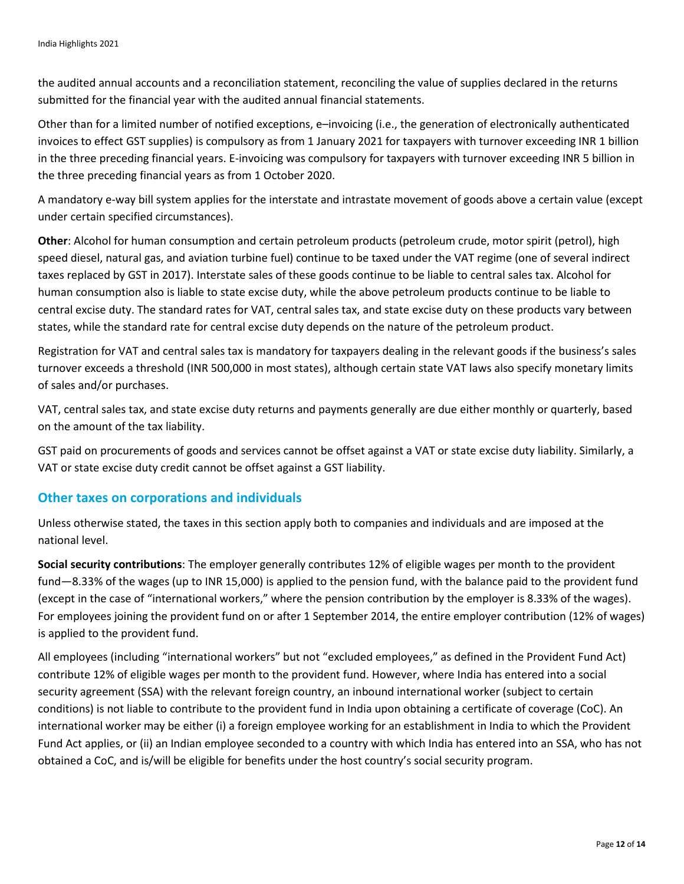the audited annual accounts and a reconciliation statement, reconciling the value of supplies declared in the returns submitted for the financial year with the audited annual financial statements.

Other than for a limited number of notified exceptions, e–invoicing (i.e., the generation of electronically authenticated invoices to effect GST supplies) is compulsory as from 1 January 2021 for taxpayers with turnover exceeding INR 1 billion in the three preceding financial years. E-invoicing was compulsory for taxpayers with turnover exceeding INR 5 billion in the three preceding financial years as from 1 October 2020.

A mandatory e-way bill system applies for the interstate and intrastate movement of goods above a certain value (except under certain specified circumstances).

**Other**: Alcohol for human consumption and certain petroleum products (petroleum crude, motor spirit (petrol), high speed diesel, natural gas, and aviation turbine fuel) continue to be taxed under the VAT regime (one of several indirect taxes replaced by GST in 2017). Interstate sales of these goods continue to be liable to central sales tax. Alcohol for human consumption also is liable to state excise duty, while the above petroleum products continue to be liable to central excise duty. The standard rates for VAT, central sales tax, and state excise duty on these products vary between states, while the standard rate for central excise duty depends on the nature of the petroleum product.

Registration for VAT and central sales tax is mandatory for taxpayers dealing in the relevant goods if the business's sales turnover exceeds a threshold (INR 500,000 in most states), although certain state VAT laws also specify monetary limits of sales and/or purchases.

VAT, central sales tax, and state excise duty returns and payments generally are due either monthly or quarterly, based on the amount of the tax liability.

GST paid on procurements of goods and services cannot be offset against a VAT or state excise duty liability. Similarly, a VAT or state excise duty credit cannot be offset against a GST liability.

## Other taxes on corporations and individuals

Unless otherwise stated, the taxes in this section apply both to companies and individuals and are imposed at the national level.

**Social security contributions**: The employer generally contributes 12% of eligible wages per month to the provident fund—8.33% of the wages (up to INR 15,000) is applied to the pension fund, with the balance paid to the provident fund (except in the case of "international workers," where the pension contribution by the employer is 8.33% of the wages). For employees joining the provident fund on or after 1 September 2014, the entire employer contribution (12% of wages) is applied to the provident fund.

All employees (including "international workers" but not "excluded employees," as defined in the Provident Fund Act) contribute 12% of eligible wages per month to the provident fund. However, where India has entered into a social security agreement (SSA) with the relevant foreign country, an inbound international worker (subject to certain conditions) is not liable to contribute to the provident fund in India upon obtaining a certificate of coverage (CoC). An international worker may be either (i) a foreign employee working for an establishment in India to which the Provident Fund Act applies, or (ii) an Indian employee seconded to a country with which India has entered into an SSA, who has not obtained a CoC, and is/will be eligible for benefits under the host country's social security program.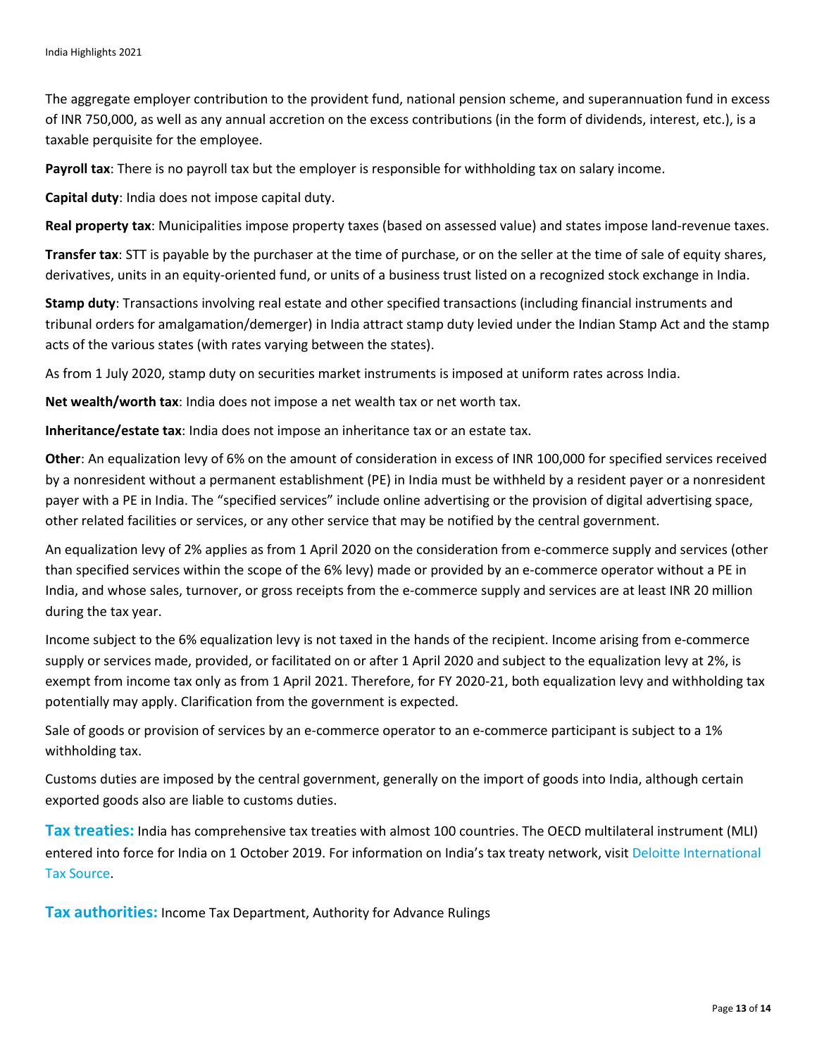The aggregate employer contribution to the provident fund, national pension scheme, and superannuation fund in excess of INR 750,000, as well as any annual accretion on the excess contributions (in the form of dividends, interest, etc.), is a taxable perquisite for the employee.

**Payroll tax**: There is no payroll tax but the employer is responsible for withholding tax on salary income.

**Capital duty**: India does not impose capital duty.

**Real property tax**: Municipalities impose property taxes (based on assessed value) and states impose land-revenue taxes.

**Transfer tax**: STT is payable by the purchaser at the time of purchase, or on the seller at the time of sale of equity shares, derivatives, units in an equity-oriented fund, or units of a business trust listed on a recognized stock exchange in India.

**Stamp duty**: Transactions involving real estate and other specified transactions (including financial instruments and tribunal orders for amalgamation/demerger) in India attract stamp duty levied under the Indian Stamp Act and the stamp acts of the various states (with rates varying between the states).

As from 1 July 2020, stamp duty on securities market instruments is imposed at uniform rates across India.

**Net wealth/worth tax**: India does not impose a net wealth tax or net worth tax.

**Inheritance/estate tax**: India does not impose an inheritance tax or an estate tax.

**Other**: An equalization levy of 6% on the amount of consideration in excess of INR 100,000 for specified services received by a nonresident without a permanent establishment (PE) in India must be withheld by a resident payer or a nonresident payer with a PE in India. The "specified services" include online advertising or the provision of digital advertising space, other related facilities or services, or any other service that may be notified by the central government.

An equalization levy of 2% applies as from 1 April 2020 on the consideration from e-commerce supply and services (other than specified services within the scope of the 6% levy) made or provided by an e-commerce operator without a PE in India, and whose sales, turnover, or gross receipts from the e-commerce supply and services are at least INR 20 million during the tax year.

Income subject to the 6% equalization levy is not taxed in the hands of the recipient. Income arising from e-commerce supply or services made, provided, or facilitated on or after 1 April 2020 and subject to the equalization levy at 2%, is exempt from income tax only as from 1 April 2021. Therefore, for FY 2020-21, both equalization levy and withholding tax potentially may apply. Clarification from the government is expected.

Sale of goods or provision of services by an e-commerce operator to an e-commerce participant is subject to a 1% withholding tax.

Customs duties are imposed by the central government, generally on the import of goods into India, although certain exported goods also are liable to customs duties.

**Tax treaties:** India has comprehensive tax treaties with almost 100 countries. The OECD multilateral instrument (MLI) entered into force for India on 1 October 2019. For information on India's tax treaty network, visit Deloitte International Tax Source.

**Tax authorities:** Income Tax Department, Authority for Advance Rulings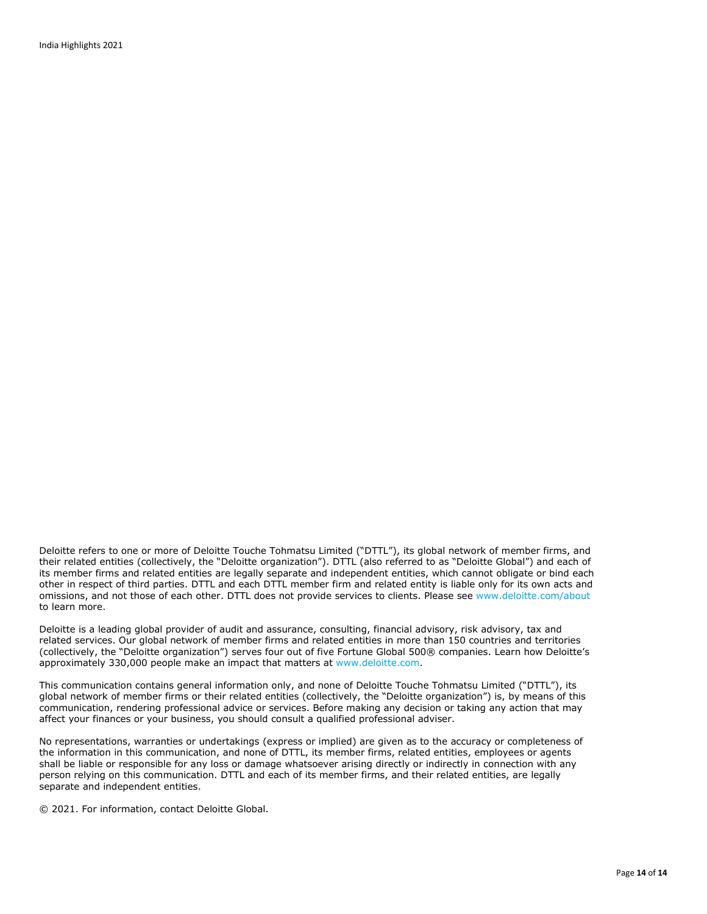Deloitte refers to one or more of Deloitte Touche Tohmatsu Limited ("DTTL"), its global network of member firms, and their related entities (collectively, the "Deloitte organization"). DTTL (also referred to as "Deloitte Global") and each of its member firms and related entities are legally separate and independent entities, which cannot obligate or bind each other in respect of third parties. DTTL and each DTTL member firm and related entity is liable only for its own acts and omissions, and not those of each other. DTTL does not provide services to clients. Please see www.deloitte.com/about to learn more.

Deloitte is a leading global provider of audit and assurance, consulting, financial advisory, risk advisory, tax and related services. Our global network of member firms and related entities in more than 150 countries and territories (collectively, the "Deloitte organization") serves four out of five Fortune Global 500® companies. Learn how Deloitte's approximately 330,000 people make an impact that matters at www.deloitte.com.

This communication contains general information only, and none of Deloitte Touche Tohmatsu Limited ("DTTL"), its global network of member firms or their related entities (collectively, the "Deloitte organization") is, by means of this communication, rendering professional advice or services. Before making any decision or taking any action that may affect your finances or your business, you should consult a qualified professional adviser.

No representations, warranties or undertakings (express or implied) are given as to the accuracy or completeness of the information in this communication, and none of DTTL, its member firms, related entities, employees or agents shall be liable or responsible for any loss or damage whatsoever arising directly or indirectly in connection with any person relying on this communication. DTTL and each of its member firms, and their related entities, are legally separate and independent entities.

© 2021. For information, contact Deloitte Global.